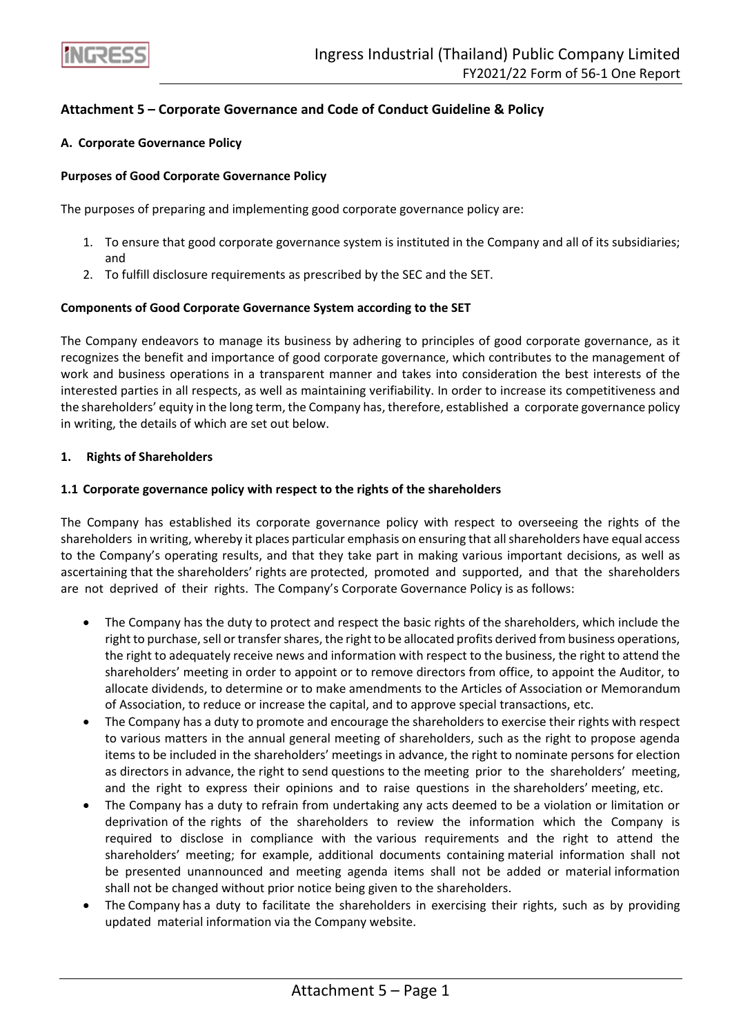## Attachment 5 – Corporate Governance and Code of Conduct Guideline & Policy

### A. Corporate Governance Policy

**Purposes of Good Corporate Governance Policy**

The purposes of preparing and implementing good corporate governance policy are:

1. To ensure that good corporate governance system is instituted in the Company and all of its subsidiaries; and
2. To fulfill disclosure requirements as prescribed by the SEC and the SET.

**Components of Good Corporate Governance System according to the SET**

The Company endeavors to manage its business by adhering to principles of good corporate governance, as it recognizes the benefit and importance of good corporate governance, which contributes to the management of work and business operations in a transparent manner and takes into consideration the best interests of the interested parties in all respects, as well as maintaining verifiability. In order to increase its competitiveness and the shareholders' equity in the long term, the Company has, therefore, established a corporate governance policy in writing, the details of which are set out below.

**1. Rights of Shareholders**

**1.1 Corporate governance policy with respect to the rights of the shareholders**

The Company has established its corporate governance policy with respect to overseeing the rights of the shareholders in writing, whereby it places particular emphasis on ensuring that all shareholders have equal access to the Company's operating results, and that they take part in making various important decisions, as well as ascertaining that the shareholders' rights are protected, promoted and supported, and that the shareholders are not deprived of their rights. The Company's Corporate Governance Policy is as follows:

- The Company has the duty to protect and respect the basic rights of the shareholders, which include the right to purchase, sell or transfer shares, the right to be allocated profits derived from business operations, the right to adequately receive news and information with respect to the business, the right to attend the shareholders' meeting in order to appoint or to remove directors from office, to appoint the Auditor, to allocate dividends, to determine or to make amendments to the Articles of Association or Memorandum of Association, to reduce or increase the capital, and to approve special transactions, etc.
- The Company has a duty to promote and encourage the shareholders to exercise their rights with respect to various matters in the annual general meeting of shareholders, such as the right to propose agenda items to be included in the shareholders' meetings in advance, the right to nominate persons for election as directors in advance, the right to send questions to the meeting prior to the shareholders' meeting, and the right to express their opinions and to raise questions in the shareholders' meeting, etc.
- The Company has a duty to refrain from undertaking any acts deemed to be a violation or limitation or deprivation of the rights of the shareholders to review the information which the Company is required to disclose in compliance with the various requirements and the right to attend the shareholders' meeting; for example, additional documents containing material information shall not be presented unannounced and meeting agenda items shall not be added or material information shall not be changed without prior notice being given to the shareholders.
- The Company has a duty to facilitate the shareholders in exercising their rights, such as by providing updated material information via the Company website.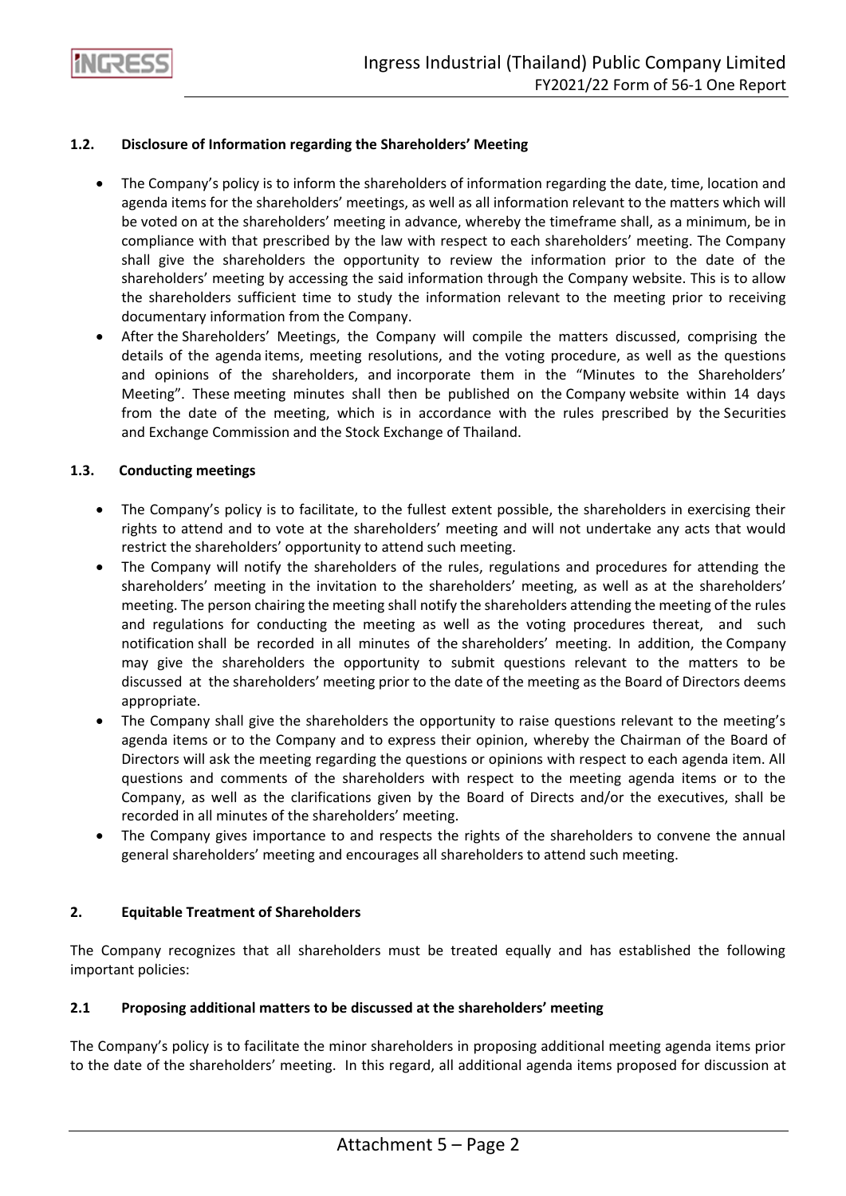### 1.2. Disclosure of Information regarding the Shareholders' Meeting

- The Company's policy is to inform the shareholders of information regarding the date, time, location and agenda items for the shareholders' meetings, as well as all information relevant to the matters which will be voted on at the shareholders' meeting in advance, whereby the timeframe shall, as a minimum, be in compliance with that prescribed by the law with respect to each shareholders' meeting. The Company shall give the shareholders the opportunity to review the information prior to the date of the shareholders' meeting by accessing the said information through the Company website. This is to allow the shareholders sufficient time to study the information relevant to the meeting prior to receiving documentary information from the Company.
- After the Shareholders' Meetings, the Company will compile the matters discussed, comprising the details of the agenda items, meeting resolutions, and the voting procedure, as well as the questions and opinions of the shareholders, and incorporate them in the "Minutes to the Shareholders' Meeting". These meeting minutes shall then be published on the Company website within 14 days from the date of the meeting, which is in accordance with the rules prescribed by the Securities and Exchange Commission and the Stock Exchange of Thailand.

### 1.3. Conducting meetings

- The Company's policy is to facilitate, to the fullest extent possible, the shareholders in exercising their rights to attend and to vote at the shareholders' meeting and will not undertake any acts that would restrict the shareholders' opportunity to attend such meeting.
- The Company will notify the shareholders of the rules, regulations and procedures for attending the shareholders' meeting in the invitation to the shareholders' meeting, as well as at the shareholders' meeting. The person chairing the meeting shall notify the shareholders attending the meeting of the rules and regulations for conducting the meeting as well as the voting procedures thereat, and such notification shall be recorded in all minutes of the shareholders' meeting. In addition, the Company may give the shareholders the opportunity to submit questions relevant to the matters to be discussed at the shareholders' meeting prior to the date of the meeting as the Board of Directors deems appropriate.
- The Company shall give the shareholders the opportunity to raise questions relevant to the meeting's agenda items or to the Company and to express their opinion, whereby the Chairman of the Board of Directors will ask the meeting regarding the questions or opinions with respect to each agenda item. All questions and comments of the shareholders with respect to the meeting agenda items or to the Company, as well as the clarifications given by the Board of Directs and/or the executives, shall be recorded in all minutes of the shareholders' meeting.
- The Company gives importance to and respects the rights of the shareholders to convene the annual general shareholders' meeting and encourages all shareholders to attend such meeting.

## 2. Equitable Treatment of Shareholders

The Company recognizes that all shareholders must be treated equally and has established the following important policies:

### 2.1 Proposing additional matters to be discussed at the shareholders' meeting

The Company's policy is to facilitate the minor shareholders in proposing additional meeting agenda items prior to the date of the shareholders' meeting. In this regard, all additional agenda items proposed for discussion at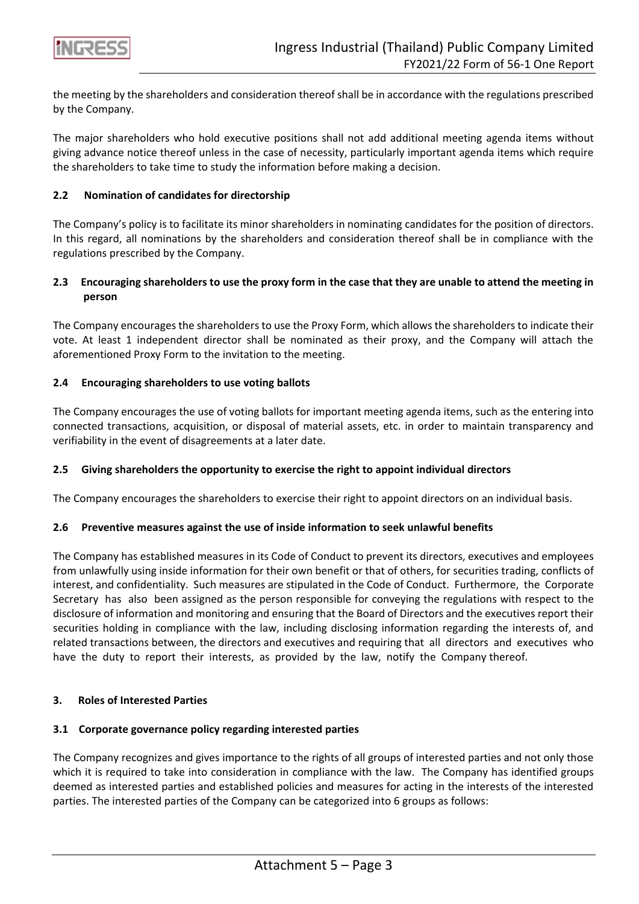the meeting by the shareholders and consideration thereof shall be in accordance with the regulations prescribed by the Company.

The major shareholders who hold executive positions shall not add additional meeting agenda items without giving advance notice thereof unless in the case of necessity, particularly important agenda items which require the shareholders to take time to study the information before making a decision.

**2.2 Nomination of candidates for directorship**

The Company's policy is to facilitate its minor shareholders in nominating candidates for the position of directors. In this regard, all nominations by the shareholders and consideration thereof shall be in compliance with the regulations prescribed by the Company.

**2.3 Encouraging shareholders to use the proxy form in the case that they are unable to attend the meeting in person**

The Company encourages the shareholders to use the Proxy Form, which allows the shareholders to indicate their vote. At least 1 independent director shall be nominated as their proxy, and the Company will attach the aforementioned Proxy Form to the invitation to the meeting.

**2.4 Encouraging shareholders to use voting ballots**

The Company encourages the use of voting ballots for important meeting agenda items, such as the entering into connected transactions, acquisition, or disposal of material assets, etc. in order to maintain transparency and verifiability in the event of disagreements at a later date.

**2.5 Giving shareholders the opportunity to exercise the right to appoint individual directors**

The Company encourages the shareholders to exercise their right to appoint directors on an individual basis.

**2.6 Preventive measures against the use of inside information to seek unlawful benefits**

The Company has established measures in its Code of Conduct to prevent its directors, executives and employees from unlawfully using inside information for their own benefit or that of others, for securities trading, conflicts of interest, and confidentiality. Such measures are stipulated in the Code of Conduct. Furthermore, the Corporate Secretary has also been assigned as the person responsible for conveying the regulations with respect to the disclosure of information and monitoring and ensuring that the Board of Directors and the executives report their securities holding in compliance with the law, including disclosing information regarding the interests of, and related transactions between, the directors and executives and requiring that all directors and executives who have the duty to report their interests, as provided by the law, notify the Company thereof.

**3. Roles of Interested Parties**

**3.1 Corporate governance policy regarding interested parties**

The Company recognizes and gives importance to the rights of all groups of interested parties and not only those which it is required to take into consideration in compliance with the law. The Company has identified groups deemed as interested parties and established policies and measures for acting in the interests of the interested parties. The interested parties of the Company can be categorized into 6 groups as follows: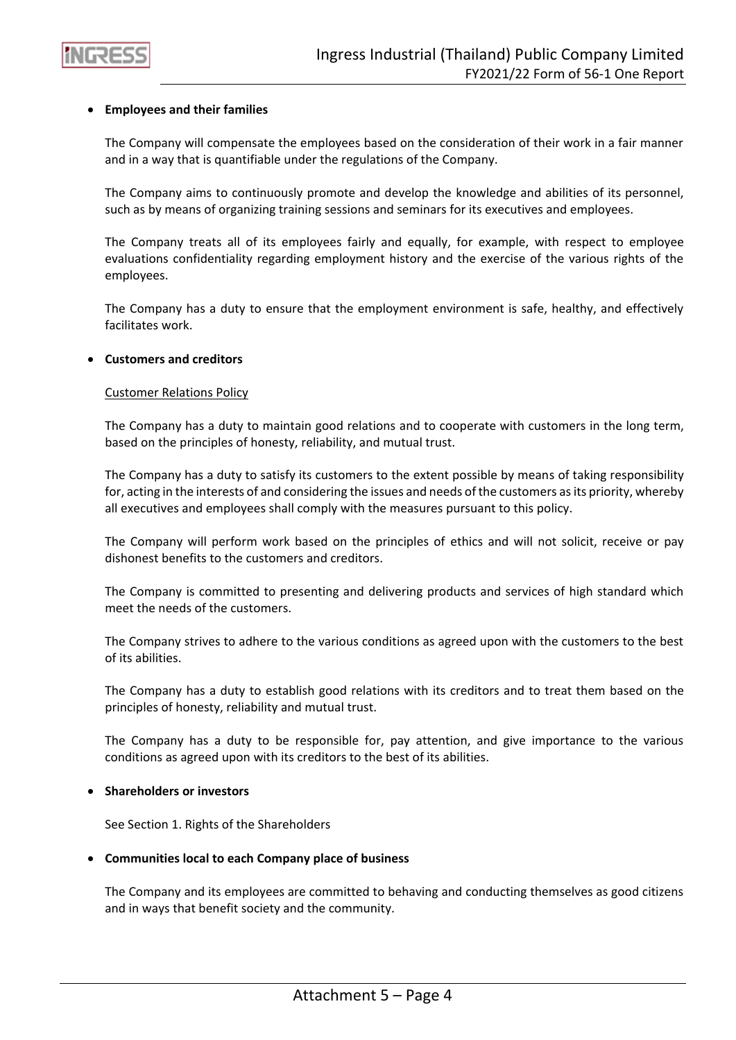- **Employees and their families**

  The Company will compensate the employees based on the consideration of their work in a fair manner and in a way that is quantifiable under the regulations of the Company.

  The Company aims to continuously promote and develop the knowledge and abilities of its personnel, such as by means of organizing training sessions and seminars for its executives and employees.

  The Company treats all of its employees fairly and equally, for example, with respect to employee evaluations confidentiality regarding employment history and the exercise of the various rights of the employees.

  The Company has a duty to ensure that the employment environment is safe, healthy, and effectively facilitates work.

- **Customers and creditors**

  <u>Customer Relations Policy</u>

  The Company has a duty to maintain good relations and to cooperate with customers in the long term, based on the principles of honesty, reliability, and mutual trust.

  The Company has a duty to satisfy its customers to the extent possible by means of taking responsibility for, acting in the interests of and considering the issues and needs of the customers as its priority, whereby all executives and employees shall comply with the measures pursuant to this policy.

  The Company will perform work based on the principles of ethics and will not solicit, receive or pay dishonest benefits to the customers and creditors.

  The Company is committed to presenting and delivering products and services of high standard which meet the needs of the customers.

  The Company strives to adhere to the various conditions as agreed upon with the customers to the best of its abilities.

  The Company has a duty to establish good relations with its creditors and to treat them based on the principles of honesty, reliability and mutual trust.

  The Company has a duty to be responsible for, pay attention, and give importance to the various conditions as agreed upon with its creditors to the best of its abilities.

- **Shareholders or investors**

  See Section 1. Rights of the Shareholders

- **Communities local to each Company place of business**

  The Company and its employees are committed to behaving and conducting themselves as good citizens and in ways that benefit society and the community.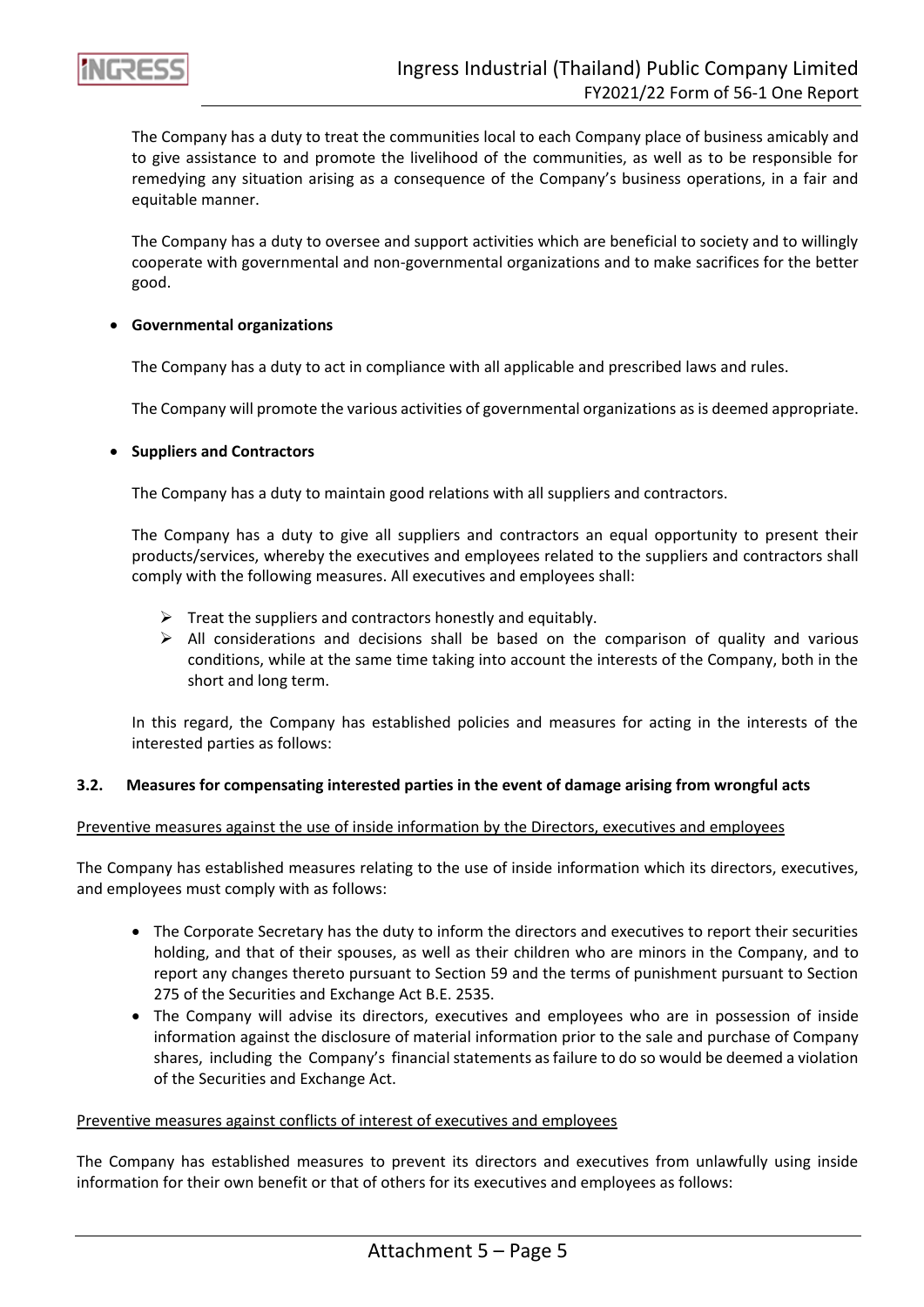The Company has a duty to treat the communities local to each Company place of business amicably and to give assistance to and promote the livelihood of the communities, as well as to be responsible for remedying any situation arising as a consequence of the Company's business operations, in a fair and equitable manner.

The Company has a duty to oversee and support activities which are beneficial to society and to willingly cooperate with governmental and non-governmental organizations and to make sacrifices for the better good.

- **Governmental organizations**

  The Company has a duty to act in compliance with all applicable and prescribed laws and rules.

  The Company will promote the various activities of governmental organizations as is deemed appropriate.

- **Suppliers and Contractors**

  The Company has a duty to maintain good relations with all suppliers and contractors.

  The Company has a duty to give all suppliers and contractors an equal opportunity to present their products/services, whereby the executives and employees related to the suppliers and contractors shall comply with the following measures. All executives and employees shall:

  - Treat the suppliers and contractors honestly and equitably.
  - All considerations and decisions shall be based on the comparison of quality and various conditions, while at the same time taking into account the interests of the Company, both in the short and long term.

  In this regard, the Company has established policies and measures for acting in the interests of the interested parties as follows:

### 3.2. Measures for compensating interested parties in the event of damage arising from wrongful acts

Preventive measures against the use of inside information by the Directors, executives and employees

The Company has established measures relating to the use of inside information which its directors, executives, and employees must comply with as follows:

- The Corporate Secretary has the duty to inform the directors and executives to report their securities holding, and that of their spouses, as well as their children who are minors in the Company, and to report any changes thereto pursuant to Section 59 and the terms of punishment pursuant to Section 275 of the Securities and Exchange Act B.E. 2535.
- The Company will advise its directors, executives and employees who are in possession of inside information against the disclosure of material information prior to the sale and purchase of Company shares, including the Company's financial statements as failure to do so would be deemed a violation of the Securities and Exchange Act.

Preventive measures against conflicts of interest of executives and employees

The Company has established measures to prevent its directors and executives from unlawfully using inside information for their own benefit or that of others for its executives and employees as follows: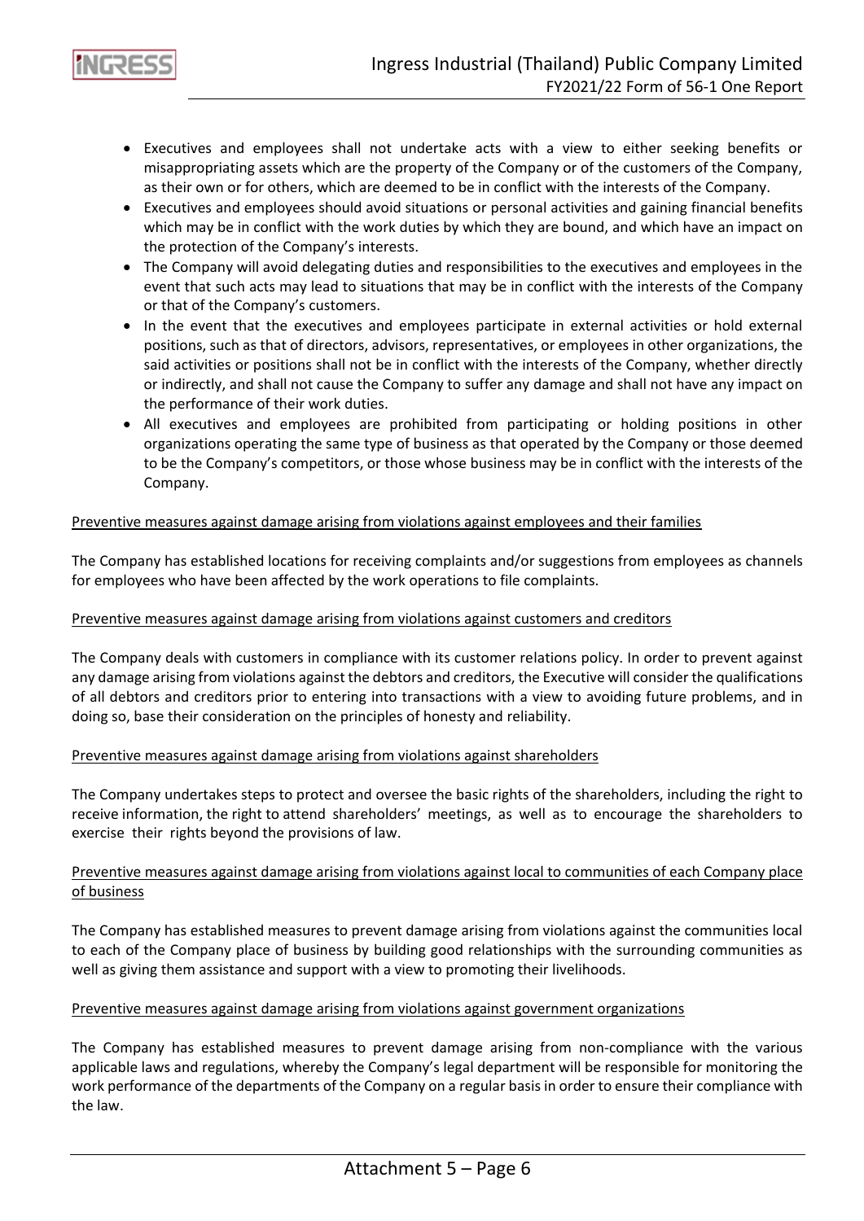- Executives and employees shall not undertake acts with a view to either seeking benefits or misappropriating assets which are the property of the Company or of the customers of the Company, as their own or for others, which are deemed to be in conflict with the interests of the Company.
- Executives and employees should avoid situations or personal activities and gaining financial benefits which may be in conflict with the work duties by which they are bound, and which have an impact on the protection of the Company's interests.
- The Company will avoid delegating duties and responsibilities to the executives and employees in the event that such acts may lead to situations that may be in conflict with the interests of the Company or that of the Company's customers.
- In the event that the executives and employees participate in external activities or hold external positions, such as that of directors, advisors, representatives, or employees in other organizations, the said activities or positions shall not be in conflict with the interests of the Company, whether directly or indirectly, and shall not cause the Company to suffer any damage and shall not have any impact on the performance of their work duties.
- All executives and employees are prohibited from participating or holding positions in other organizations operating the same type of business as that operated by the Company or those deemed to be the Company's competitors, or those whose business may be in conflict with the interests of the Company.

<u>Preventive measures against damage arising from violations against employees and their families</u>

The Company has established locations for receiving complaints and/or suggestions from employees as channels for employees who have been affected by the work operations to file complaints.

<u>Preventive measures against damage arising from violations against customers and creditors</u>

The Company deals with customers in compliance with its customer relations policy. In order to prevent against any damage arising from violations against the debtors and creditors, the Executive will consider the qualifications of all debtors and creditors prior to entering into transactions with a view to avoiding future problems, and in doing so, base their consideration on the principles of honesty and reliability.

<u>Preventive measures against damage arising from violations against shareholders</u>

The Company undertakes steps to protect and oversee the basic rights of the shareholders, including the right to receive information, the right to attend shareholders' meetings, as well as to encourage the shareholders to exercise their rights beyond the provisions of law.

<u>Preventive measures against damage arising from violations against local to communities of each Company place of business</u>

The Company has established measures to prevent damage arising from violations against the communities local to each of the Company place of business by building good relationships with the surrounding communities as well as giving them assistance and support with a view to promoting their livelihoods.

<u>Preventive measures against damage arising from violations against government organizations</u>

The Company has established measures to prevent damage arising from non-compliance with the various applicable laws and regulations, whereby the Company's legal department will be responsible for monitoring the work performance of the departments of the Company on a regular basis in order to ensure their compliance with the law.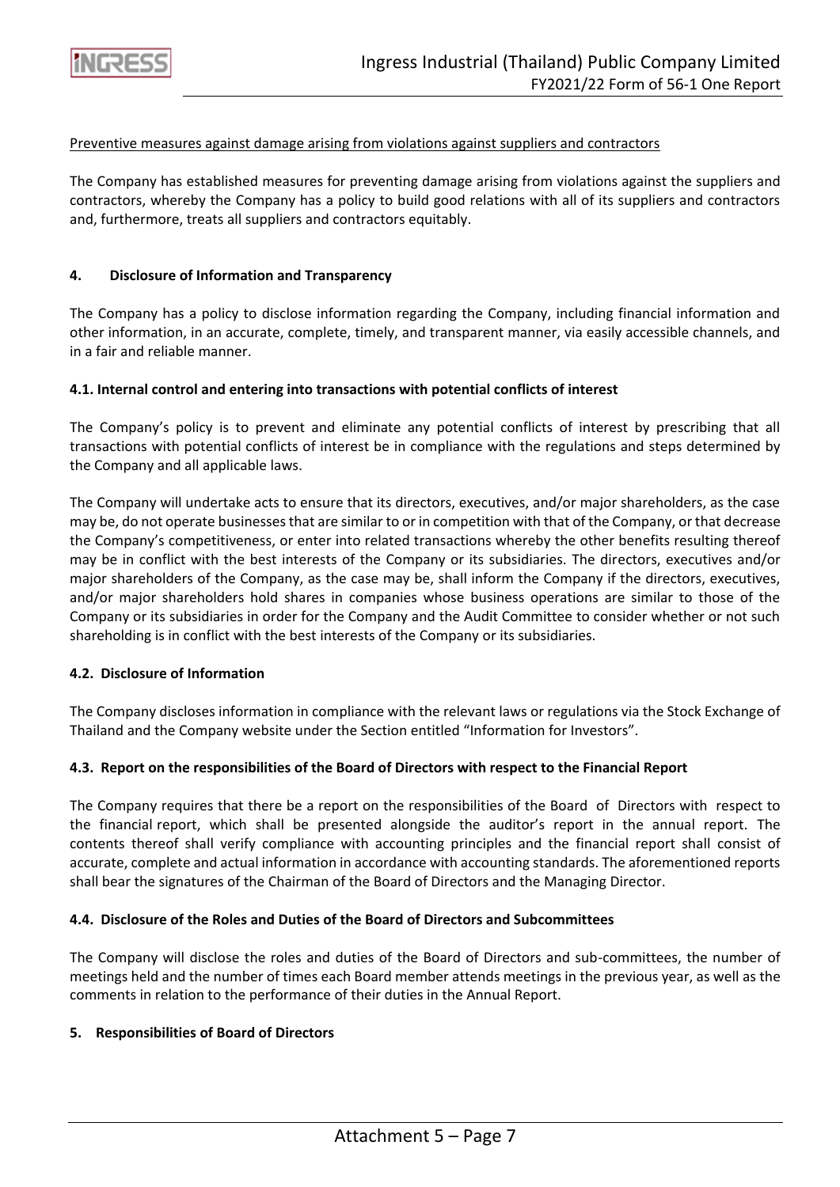Preventive measures against damage arising from violations against suppliers and contractors

The Company has established measures for preventing damage arising from violations against the suppliers and contractors, whereby the Company has a policy to build good relations with all of its suppliers and contractors and, furthermore, treats all suppliers and contractors equitably.

## 4. Disclosure of Information and Transparency

The Company has a policy to disclose information regarding the Company, including financial information and other information, in an accurate, complete, timely, and transparent manner, via easily accessible channels, and in a fair and reliable manner.

### 4.1. Internal control and entering into transactions with potential conflicts of interest

The Company's policy is to prevent and eliminate any potential conflicts of interest by prescribing that all transactions with potential conflicts of interest be in compliance with the regulations and steps determined by the Company and all applicable laws.

The Company will undertake acts to ensure that its directors, executives, and/or major shareholders, as the case may be, do not operate businesses that are similar to or in competition with that of the Company, or that decrease the Company's competitiveness, or enter into related transactions whereby the other benefits resulting thereof may be in conflict with the best interests of the Company or its subsidiaries. The directors, executives and/or major shareholders of the Company, as the case may be, shall inform the Company if the directors, executives, and/or major shareholders hold shares in companies whose business operations are similar to those of the Company or its subsidiaries in order for the Company and the Audit Committee to consider whether or not such shareholding is in conflict with the best interests of the Company or its subsidiaries.

### 4.2. Disclosure of Information

The Company discloses information in compliance with the relevant laws or regulations via the Stock Exchange of Thailand and the Company website under the Section entitled "Information for Investors".

### 4.3. Report on the responsibilities of the Board of Directors with respect to the Financial Report

The Company requires that there be a report on the responsibilities of the Board of Directors with respect to the financial report, which shall be presented alongside the auditor's report in the annual report. The contents thereof shall verify compliance with accounting principles and the financial report shall consist of accurate, complete and actual information in accordance with accounting standards. The aforementioned reports shall bear the signatures of the Chairman of the Board of Directors and the Managing Director.

### 4.4. Disclosure of the Roles and Duties of the Board of Directors and Subcommittees

The Company will disclose the roles and duties of the Board of Directors and sub-committees, the number of meetings held and the number of times each Board member attends meetings in the previous year, as well as the comments in relation to the performance of their duties in the Annual Report.

## 5. Responsibilities of Board of Directors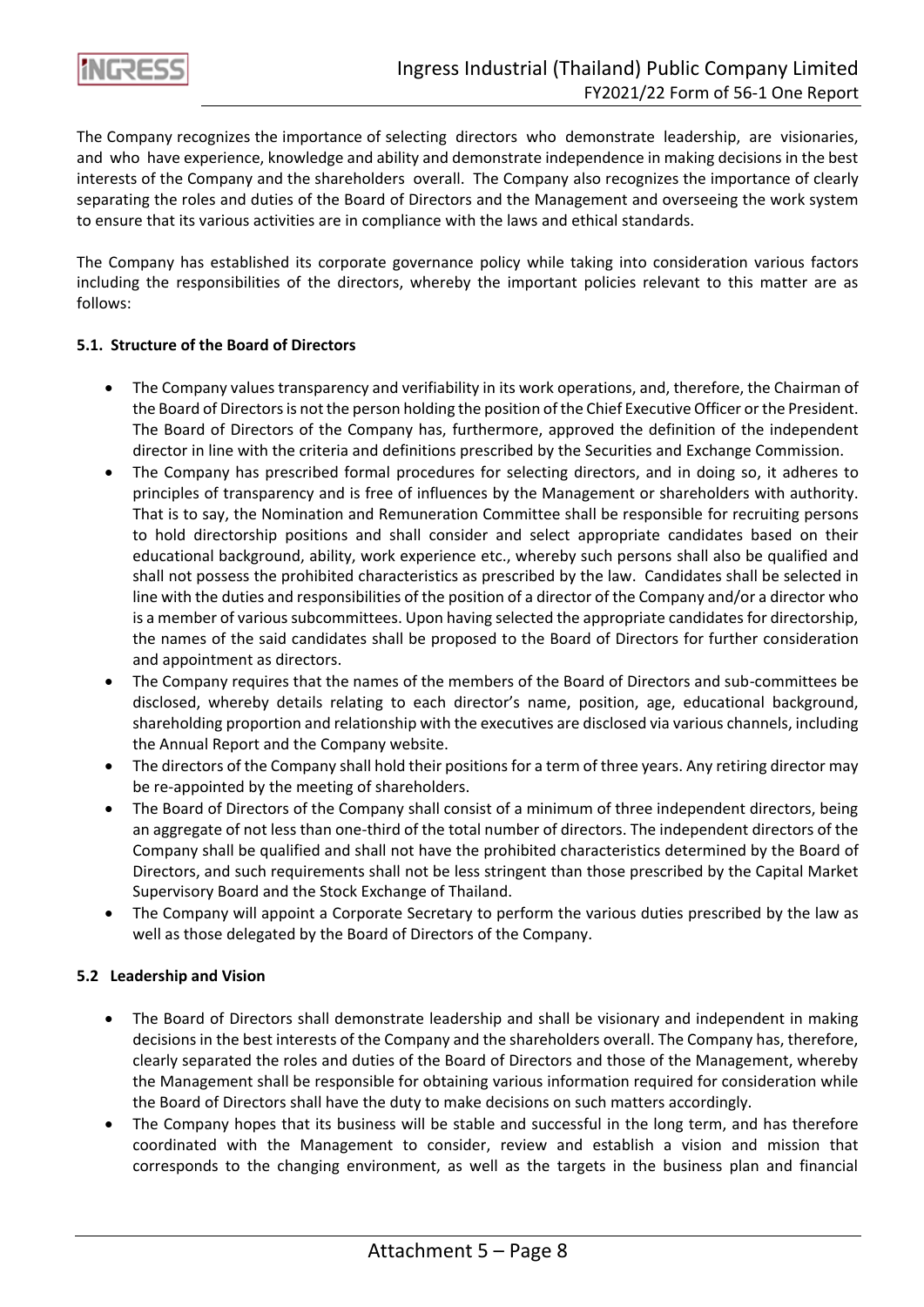The Company recognizes the importance of selecting directors who demonstrate leadership, are visionaries, and who have experience, knowledge and ability and demonstrate independence in making decisions in the best interests of the Company and the shareholders overall. The Company also recognizes the importance of clearly separating the roles and duties of the Board of Directors and the Management and overseeing the work system to ensure that its various activities are in compliance with the laws and ethical standards.

The Company has established its corporate governance policy while taking into consideration various factors including the responsibilities of the directors, whereby the important policies relevant to this matter are as follows:

**5.1. Structure of the Board of Directors**

- The Company values transparency and verifiability in its work operations, and, therefore, the Chairman of the Board of Directors is not the person holding the position of the Chief Executive Officer or the President. The Board of Directors of the Company has, furthermore, approved the definition of the independent director in line with the criteria and definitions prescribed by the Securities and Exchange Commission.
- The Company has prescribed formal procedures for selecting directors, and in doing so, it adheres to principles of transparency and is free of influences by the Management or shareholders with authority. That is to say, the Nomination and Remuneration Committee shall be responsible for recruiting persons to hold directorship positions and shall consider and select appropriate candidates based on their educational background, ability, work experience etc., whereby such persons shall also be qualified and shall not possess the prohibited characteristics as prescribed by the law. Candidates shall be selected in line with the duties and responsibilities of the position of a director of the Company and/or a director who is a member of various subcommittees. Upon having selected the appropriate candidates for directorship, the names of the said candidates shall be proposed to the Board of Directors for further consideration and appointment as directors.
- The Company requires that the names of the members of the Board of Directors and sub-committees be disclosed, whereby details relating to each director's name, position, age, educational background, shareholding proportion and relationship with the executives are disclosed via various channels, including the Annual Report and the Company website.
- The directors of the Company shall hold their positions for a term of three years. Any retiring director may be re-appointed by the meeting of shareholders.
- The Board of Directors of the Company shall consist of a minimum of three independent directors, being an aggregate of not less than one-third of the total number of directors. The independent directors of the Company shall be qualified and shall not have the prohibited characteristics determined by the Board of Directors, and such requirements shall not be less stringent than those prescribed by the Capital Market Supervisory Board and the Stock Exchange of Thailand.
- The Company will appoint a Corporate Secretary to perform the various duties prescribed by the law as well as those delegated by the Board of Directors of the Company.

**5.2 Leadership and Vision**

- The Board of Directors shall demonstrate leadership and shall be visionary and independent in making decisions in the best interests of the Company and the shareholders overall. The Company has, therefore, clearly separated the roles and duties of the Board of Directors and those of the Management, whereby the Management shall be responsible for obtaining various information required for consideration while the Board of Directors shall have the duty to make decisions on such matters accordingly.
- The Company hopes that its business will be stable and successful in the long term, and has therefore coordinated with the Management to consider, review and establish a vision and mission that corresponds to the changing environment, as well as the targets in the business plan and financial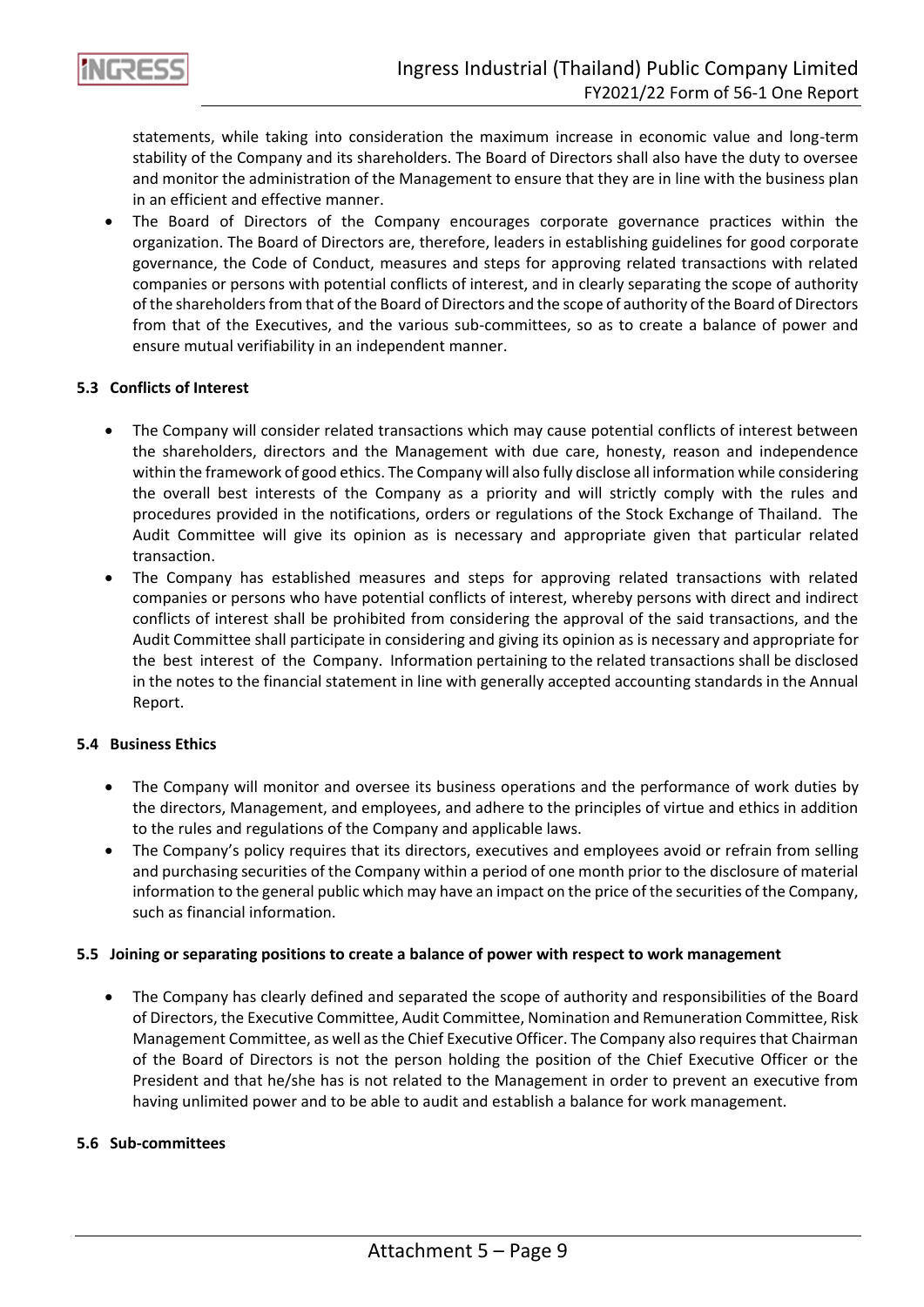statements, while taking into consideration the maximum increase in economic value and long-term stability of the Company and its shareholders. The Board of Directors shall also have the duty to oversee and monitor the administration of the Management to ensure that they are in line with the business plan in an efficient and effective manner.

- The Board of Directors of the Company encourages corporate governance practices within the organization. The Board of Directors are, therefore, leaders in establishing guidelines for good corporate governance, the Code of Conduct, measures and steps for approving related transactions with related companies or persons with potential conflicts of interest, and in clearly separating the scope of authority of the shareholders from that of the Board of Directors and the scope of authority of the Board of Directors from that of the Executives, and the various sub-committees, so as to create a balance of power and ensure mutual verifiability in an independent manner.

### 5.3 Conflicts of Interest

- The Company will consider related transactions which may cause potential conflicts of interest between the shareholders, directors and the Management with due care, honesty, reason and independence within the framework of good ethics. The Company will also fully disclose all information while considering the overall best interests of the Company as a priority and will strictly comply with the rules and procedures provided in the notifications, orders or regulations of the Stock Exchange of Thailand. The Audit Committee will give its opinion as is necessary and appropriate given that particular related transaction.
- The Company has established measures and steps for approving related transactions with related companies or persons who have potential conflicts of interest, whereby persons with direct and indirect conflicts of interest shall be prohibited from considering the approval of the said transactions, and the Audit Committee shall participate in considering and giving its opinion as is necessary and appropriate for the best interest of the Company. Information pertaining to the related transactions shall be disclosed in the notes to the financial statement in line with generally accepted accounting standards in the Annual Report.

### 5.4 Business Ethics

- The Company will monitor and oversee its business operations and the performance of work duties by the directors, Management, and employees, and adhere to the principles of virtue and ethics in addition to the rules and regulations of the Company and applicable laws.
- The Company's policy requires that its directors, executives and employees avoid or refrain from selling and purchasing securities of the Company within a period of one month prior to the disclosure of material information to the general public which may have an impact on the price of the securities of the Company, such as financial information.

### 5.5 Joining or separating positions to create a balance of power with respect to work management

- The Company has clearly defined and separated the scope of authority and responsibilities of the Board of Directors, the Executive Committee, Audit Committee, Nomination and Remuneration Committee, Risk Management Committee, as well as the Chief Executive Officer. The Company also requires that Chairman of the Board of Directors is not the person holding the position of the Chief Executive Officer or the President and that he/she has is not related to the Management in order to prevent an executive from having unlimited power and to be able to audit and establish a balance for work management.

### 5.6 Sub-committees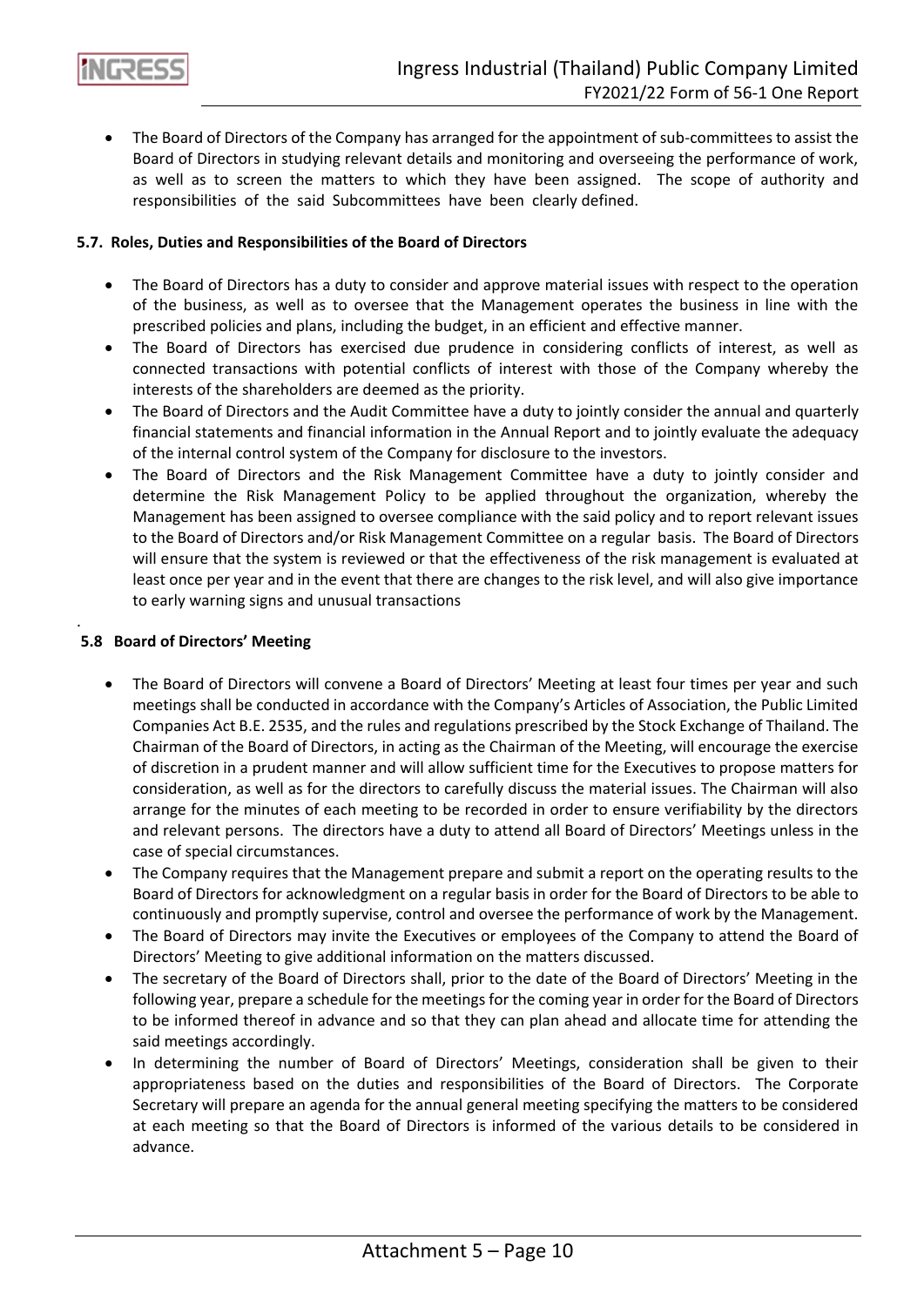- The Board of Directors of the Company has arranged for the appointment of sub-committees to assist the Board of Directors in studying relevant details and monitoring and overseeing the performance of work, as well as to screen the matters to which they have been assigned. The scope of authority and responsibilities of the said Subcommittees have been clearly defined.

#### 5.7. Roles, Duties and Responsibilities of the Board of Directors

- The Board of Directors has a duty to consider and approve material issues with respect to the operation of the business, as well as to oversee that the Management operates the business in line with the prescribed policies and plans, including the budget, in an efficient and effective manner.
- The Board of Directors has exercised due prudence in considering conflicts of interest, as well as connected transactions with potential conflicts of interest with those of the Company whereby the interests of the shareholders are deemed as the priority.
- The Board of Directors and the Audit Committee have a duty to jointly consider the annual and quarterly financial statements and financial information in the Annual Report and to jointly evaluate the adequacy of the internal control system of the Company for disclosure to the investors.
- The Board of Directors and the Risk Management Committee have a duty to jointly consider and determine the Risk Management Policy to be applied throughout the organization, whereby the Management has been assigned to oversee compliance with the said policy and to report relevant issues to the Board of Directors and/or Risk Management Committee on a regular basis. The Board of Directors will ensure that the system is reviewed or that the effectiveness of the risk management is evaluated at least once per year and in the event that there are changes to the risk level, and will also give importance to early warning signs and unusual transactions

.

#### 5.8 Board of Directors' Meeting

- The Board of Directors will convene a Board of Directors' Meeting at least four times per year and such meetings shall be conducted in accordance with the Company's Articles of Association, the Public Limited Companies Act B.E. 2535, and the rules and regulations prescribed by the Stock Exchange of Thailand. The Chairman of the Board of Directors, in acting as the Chairman of the Meeting, will encourage the exercise of discretion in a prudent manner and will allow sufficient time for the Executives to propose matters for consideration, as well as for the directors to carefully discuss the material issues. The Chairman will also arrange for the minutes of each meeting to be recorded in order to ensure verifiability by the directors and relevant persons. The directors have a duty to attend all Board of Directors' Meetings unless in the case of special circumstances.
- The Company requires that the Management prepare and submit a report on the operating results to the Board of Directors for acknowledgment on a regular basis in order for the Board of Directors to be able to continuously and promptly supervise, control and oversee the performance of work by the Management.
- The Board of Directors may invite the Executives or employees of the Company to attend the Board of Directors' Meeting to give additional information on the matters discussed.
- The secretary of the Board of Directors shall, prior to the date of the Board of Directors' Meeting in the following year, prepare a schedule for the meetings for the coming year in order for the Board of Directors to be informed thereof in advance and so that they can plan ahead and allocate time for attending the said meetings accordingly.
- In determining the number of Board of Directors' Meetings, consideration shall be given to their appropriateness based on the duties and responsibilities of the Board of Directors. The Corporate Secretary will prepare an agenda for the annual general meeting specifying the matters to be considered at each meeting so that the Board of Directors is informed of the various details to be considered in advance.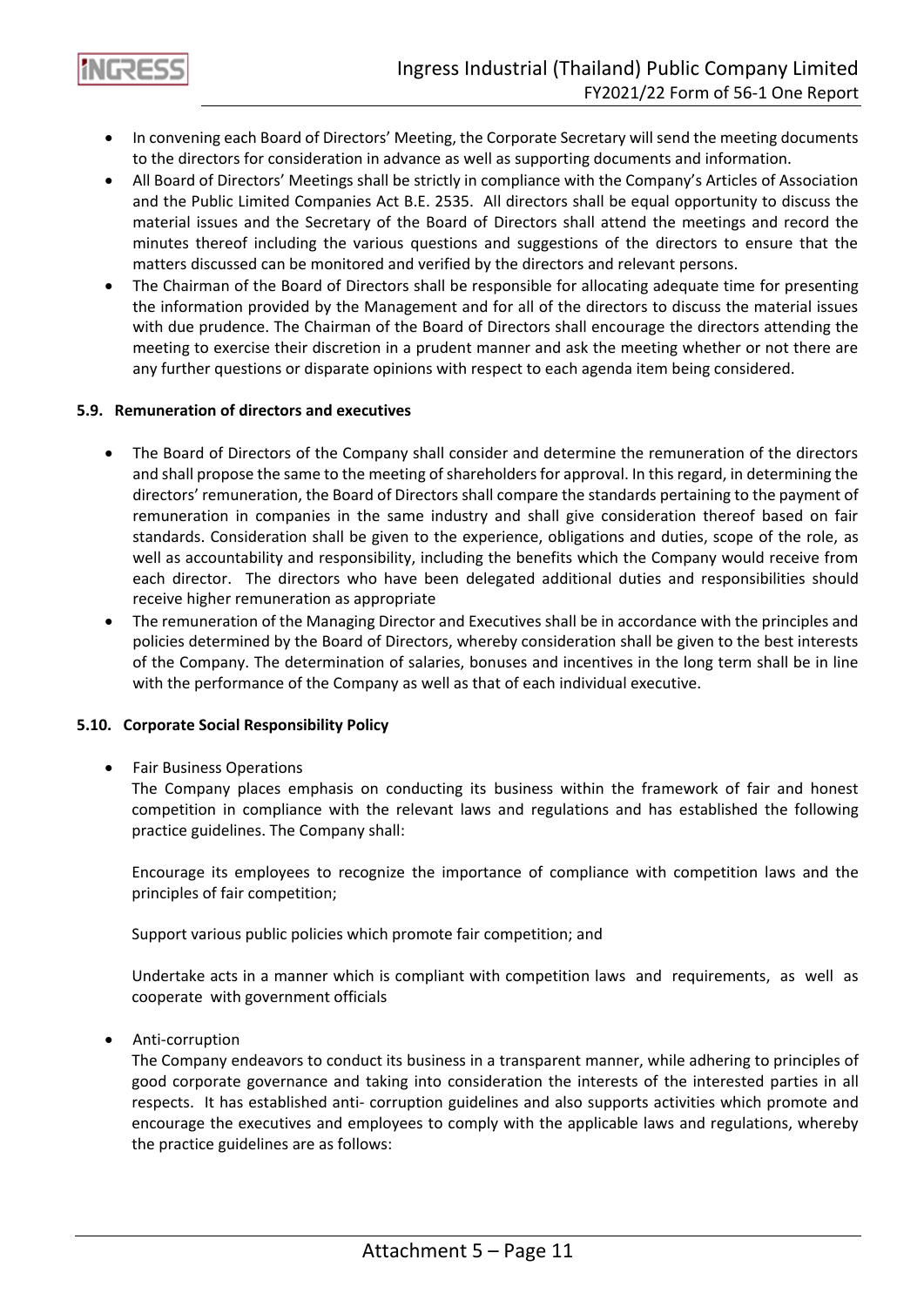- In convening each Board of Directors' Meeting, the Corporate Secretary will send the meeting documents to the directors for consideration in advance as well as supporting documents and information.
- All Board of Directors' Meetings shall be strictly in compliance with the Company's Articles of Association and the Public Limited Companies Act B.E. 2535. All directors shall be equal opportunity to discuss the material issues and the Secretary of the Board of Directors shall attend the meetings and record the minutes thereof including the various questions and suggestions of the directors to ensure that the matters discussed can be monitored and verified by the directors and relevant persons.
- The Chairman of the Board of Directors shall be responsible for allocating adequate time for presenting the information provided by the Management and for all of the directors to discuss the material issues with due prudence. The Chairman of the Board of Directors shall encourage the directors attending the meeting to exercise their discretion in a prudent manner and ask the meeting whether or not there are any further questions or disparate opinions with respect to each agenda item being considered.

**5.9. Remuneration of directors and executives**

- The Board of Directors of the Company shall consider and determine the remuneration of the directors and shall propose the same to the meeting of shareholders for approval. In this regard, in determining the directors' remuneration, the Board of Directors shall compare the standards pertaining to the payment of remuneration in companies in the same industry and shall give consideration thereof based on fair standards. Consideration shall be given to the experience, obligations and duties, scope of the role, as well as accountability and responsibility, including the benefits which the Company would receive from each director. The directors who have been delegated additional duties and responsibilities should receive higher remuneration as appropriate
- The remuneration of the Managing Director and Executives shall be in accordance with the principles and policies determined by the Board of Directors, whereby consideration shall be given to the best interests of the Company. The determination of salaries, bonuses and incentives in the long term shall be in line with the performance of the Company as well as that of each individual executive.

**5.10. Corporate Social Responsibility Policy**

- Fair Business Operations

  The Company places emphasis on conducting its business within the framework of fair and honest competition in compliance with the relevant laws and regulations and has established the following practice guidelines. The Company shall:

  Encourage its employees to recognize the importance of compliance with competition laws and the principles of fair competition;

  Support various public policies which promote fair competition; and

  Undertake acts in a manner which is compliant with competition laws and requirements, as well as cooperate with government officials

- Anti-corruption

  The Company endeavors to conduct its business in a transparent manner, while adhering to principles of good corporate governance and taking into consideration the interests of the interested parties in all respects. It has established anti- corruption guidelines and also supports activities which promote and encourage the executives and employees to comply with the applicable laws and regulations, whereby the practice guidelines are as follows: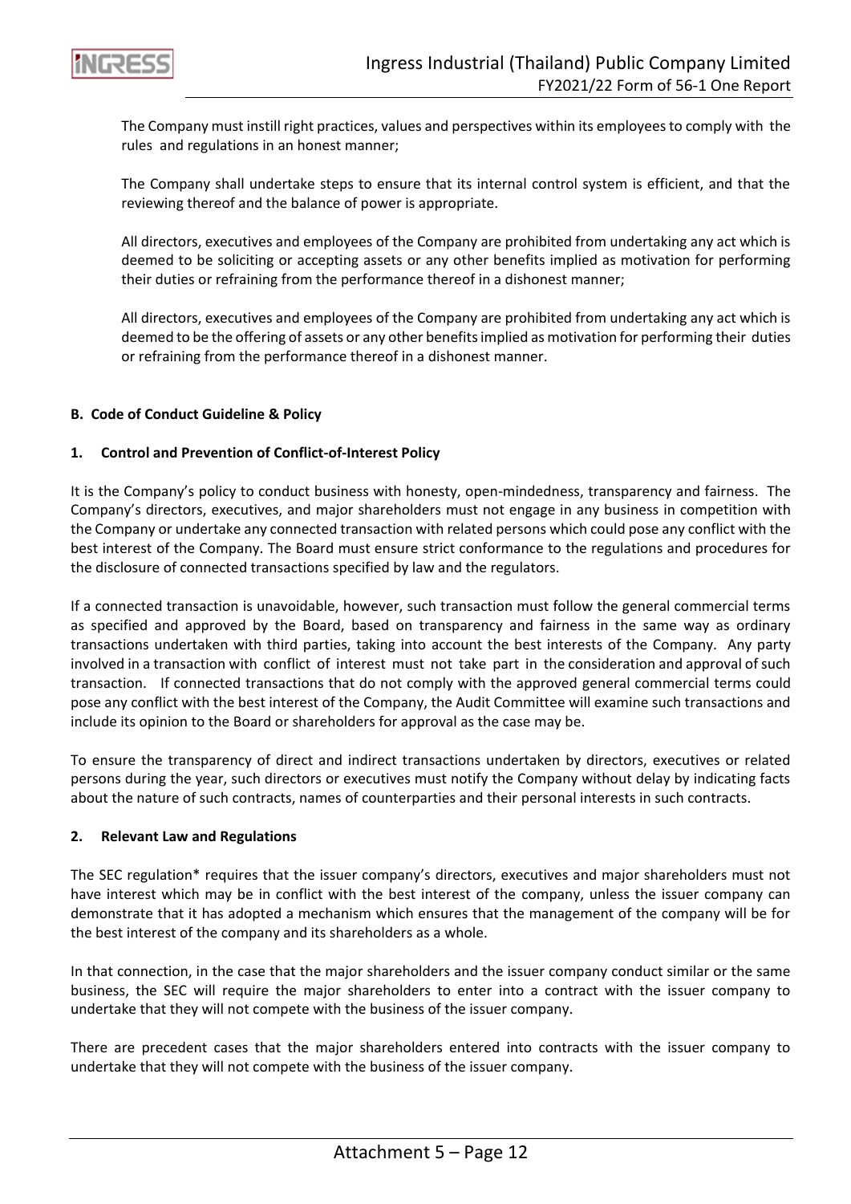The Company must instill right practices, values and perspectives within its employees to comply with the rules and regulations in an honest manner;

The Company shall undertake steps to ensure that its internal control system is efficient, and that the reviewing thereof and the balance of power is appropriate.

All directors, executives and employees of the Company are prohibited from undertaking any act which is deemed to be soliciting or accepting assets or any other benefits implied as motivation for performing their duties or refraining from the performance thereof in a dishonest manner;

All directors, executives and employees of the Company are prohibited from undertaking any act which is deemed to be the offering of assets or any other benefits implied as motivation for performing their duties or refraining from the performance thereof in a dishonest manner.

**B. Code of Conduct Guideline & Policy**

**1. Control and Prevention of Conflict-of-Interest Policy**

It is the Company's policy to conduct business with honesty, open-mindedness, transparency and fairness. The Company's directors, executives, and major shareholders must not engage in any business in competition with the Company or undertake any connected transaction with related persons which could pose any conflict with the best interest of the Company. The Board must ensure strict conformance to the regulations and procedures for the disclosure of connected transactions specified by law and the regulators.

If a connected transaction is unavoidable, however, such transaction must follow the general commercial terms as specified and approved by the Board, based on transparency and fairness in the same way as ordinary transactions undertaken with third parties, taking into account the best interests of the Company. Any party involved in a transaction with conflict of interest must not take part in the consideration and approval of such transaction. If connected transactions that do not comply with the approved general commercial terms could pose any conflict with the best interest of the Company, the Audit Committee will examine such transactions and include its opinion to the Board or shareholders for approval as the case may be.

To ensure the transparency of direct and indirect transactions undertaken by directors, executives or related persons during the year, such directors or executives must notify the Company without delay by indicating facts about the nature of such contracts, names of counterparties and their personal interests in such contracts.

**2. Relevant Law and Regulations**

The SEC regulation* requires that the issuer company's directors, executives and major shareholders must not have interest which may be in conflict with the best interest of the company, unless the issuer company can demonstrate that it has adopted a mechanism which ensures that the management of the company will be for the best interest of the company and its shareholders as a whole.

In that connection, in the case that the major shareholders and the issuer company conduct similar or the same business, the SEC will require the major shareholders to enter into a contract with the issuer company to undertake that they will not compete with the business of the issuer company.

There are precedent cases that the major shareholders entered into contracts with the issuer company to undertake that they will not compete with the business of the issuer company.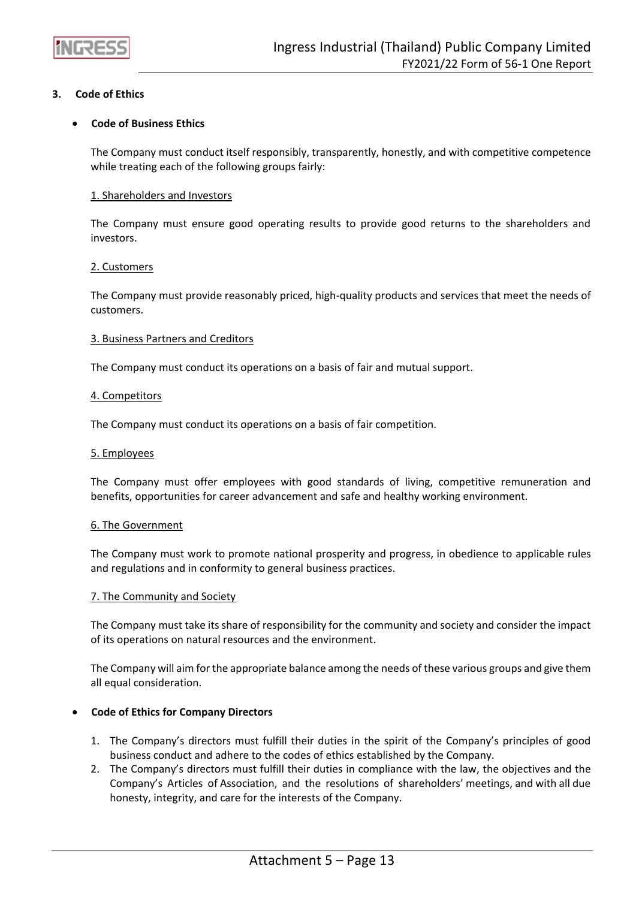## 3. Code of Ethics

- **Code of Business Ethics**

The Company must conduct itself responsibly, transparently, honestly, and with competitive competence while treating each of the following groups fairly:

1. Shareholders and Investors

The Company must ensure good operating results to provide good returns to the shareholders and investors.

2. Customers

The Company must provide reasonably priced, high-quality products and services that meet the needs of customers.

3. Business Partners and Creditors

The Company must conduct its operations on a basis of fair and mutual support.

4. Competitors

The Company must conduct its operations on a basis of fair competition.

5. Employees

The Company must offer employees with good standards of living, competitive remuneration and benefits, opportunities for career advancement and safe and healthy working environment.

6. The Government

The Company must work to promote national prosperity and progress, in obedience to applicable rules and regulations and in conformity to general business practices.

7. The Community and Society

The Company must take its share of responsibility for the community and society and consider the impact of its operations on natural resources and the environment.

The Company will aim for the appropriate balance among the needs of these various groups and give them all equal consideration.

- **Code of Ethics for Company Directors**

1. The Company's directors must fulfill their duties in the spirit of the Company's principles of good business conduct and adhere to the codes of ethics established by the Company.
2. The Company's directors must fulfill their duties in compliance with the law, the objectives and the Company's Articles of Association, and the resolutions of shareholders' meetings, and with all due honesty, integrity, and care for the interests of the Company.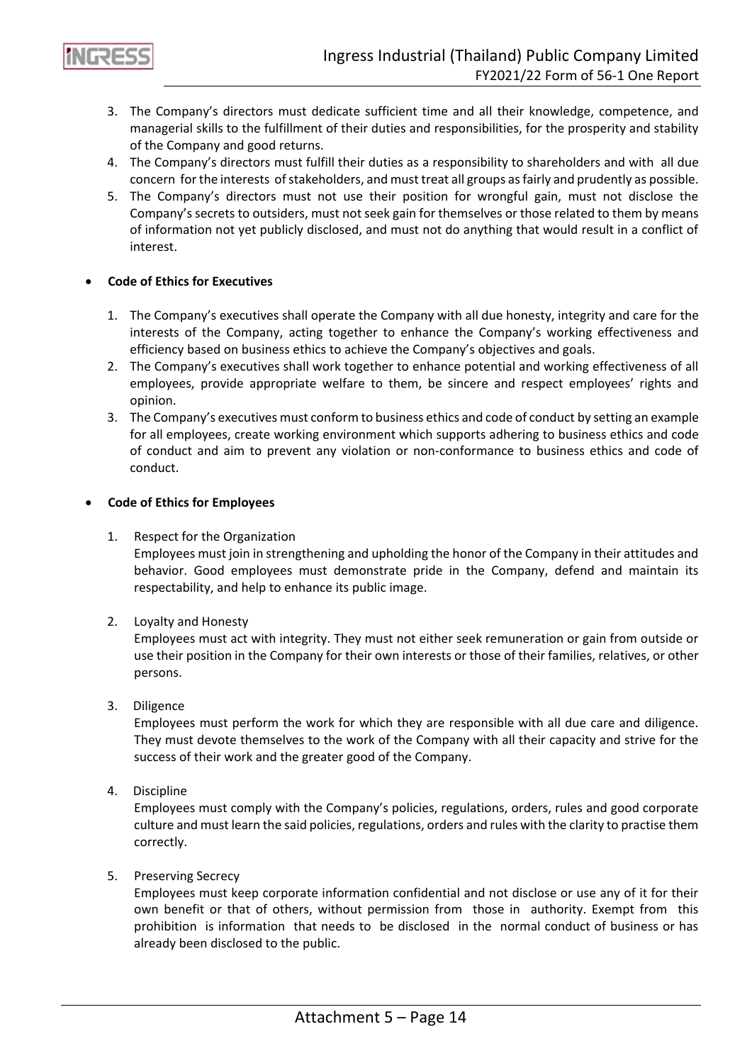3. The Company's directors must dedicate sufficient time and all their knowledge, competence, and managerial skills to the fulfillment of their duties and responsibilities, for the prosperity and stability of the Company and good returns.
4. The Company's directors must fulfill their duties as a responsibility to shareholders and with all due concern for the interests of stakeholders, and must treat all groups as fairly and prudently as possible.
5. The Company's directors must not use their position for wrongful gain, must not disclose the Company's secrets to outsiders, must not seek gain for themselves or those related to them by means of information not yet publicly disclosed, and must not do anything that would result in a conflict of interest.

- **Code of Ethics for Executives**

1. The Company's executives shall operate the Company with all due honesty, integrity and care for the interests of the Company, acting together to enhance the Company's working effectiveness and efficiency based on business ethics to achieve the Company's objectives and goals.
2. The Company's executives shall work together to enhance potential and working effectiveness of all employees, provide appropriate welfare to them, be sincere and respect employees' rights and opinion.
3. The Company's executives must conform to business ethics and code of conduct by setting an example for all employees, create working environment which supports adhering to business ethics and code of conduct and aim to prevent any violation or non-conformance to business ethics and code of conduct.

- **Code of Ethics for Employees**

1. Respect for the Organization
   Employees must join in strengthening and upholding the honor of the Company in their attitudes and behavior. Good employees must demonstrate pride in the Company, defend and maintain its respectability, and help to enhance its public image.

2. Loyalty and Honesty
   Employees must act with integrity. They must not either seek remuneration or gain from outside or use their position in the Company for their own interests or those of their families, relatives, or other persons.

3. Diligence
   Employees must perform the work for which they are responsible with all due care and diligence. They must devote themselves to the work of the Company with all their capacity and strive for the success of their work and the greater good of the Company.

4. Discipline
   Employees must comply with the Company's policies, regulations, orders, rules and good corporate culture and must learn the said policies, regulations, orders and rules with the clarity to practise them correctly.

5. Preserving Secrecy
   Employees must keep corporate information confidential and not disclose or use any of it for their own benefit or that of others, without permission from those in authority. Exempt from this prohibition is information that needs to be disclosed in the normal conduct of business or has already been disclosed to the public.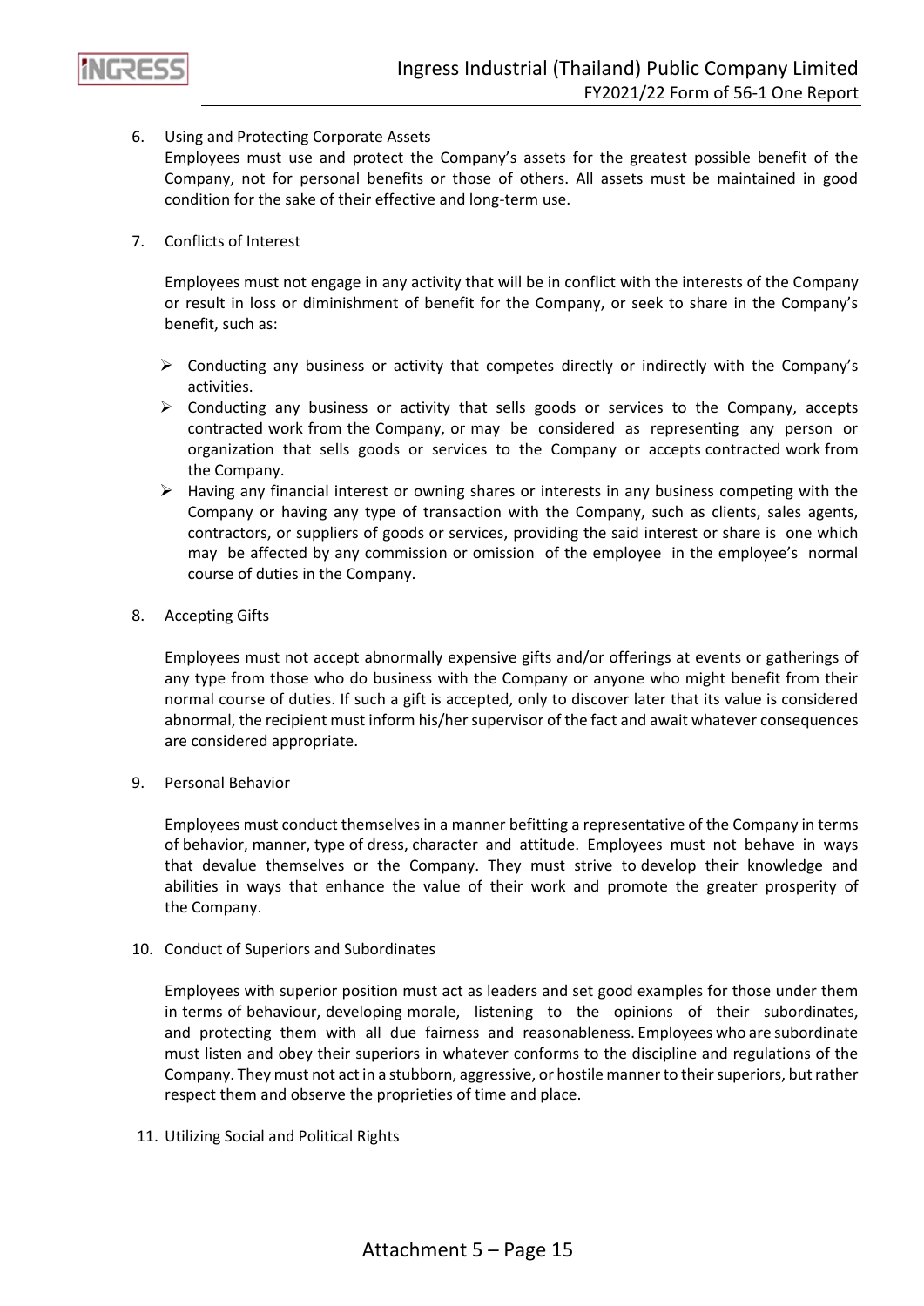6. Using and Protecting Corporate Assets

   Employees must use and protect the Company's assets for the greatest possible benefit of the Company, not for personal benefits or those of others. All assets must be maintained in good condition for the sake of their effective and long-term use.

7. Conflicts of Interest

   Employees must not engage in any activity that will be in conflict with the interests of the Company or result in loss or diminishment of benefit for the Company, or seek to share in the Company's benefit, such as:

   - Conducting any business or activity that competes directly or indirectly with the Company's activities.
   - Conducting any business or activity that sells goods or services to the Company, accepts contracted work from the Company, or may be considered as representing any person or organization that sells goods or services to the Company or accepts contracted work from the Company.
   - Having any financial interest or owning shares or interests in any business competing with the Company or having any type of transaction with the Company, such as clients, sales agents, contractors, or suppliers of goods or services, providing the said interest or share is one which may be affected by any commission or omission of the employee in the employee's normal course of duties in the Company.

8. Accepting Gifts

   Employees must not accept abnormally expensive gifts and/or offerings at events or gatherings of any type from those who do business with the Company or anyone who might benefit from their normal course of duties. If such a gift is accepted, only to discover later that its value is considered abnormal, the recipient must inform his/her supervisor of the fact and await whatever consequences are considered appropriate.

9. Personal Behavior

   Employees must conduct themselves in a manner befitting a representative of the Company in terms of behavior, manner, type of dress, character and attitude. Employees must not behave in ways that devalue themselves or the Company. They must strive to develop their knowledge and abilities in ways that enhance the value of their work and promote the greater prosperity of the Company.

10. Conduct of Superiors and Subordinates

    Employees with superior position must act as leaders and set good examples for those under them in terms of behaviour, developing morale, listening to the opinions of their subordinates, and protecting them with all due fairness and reasonableness. Employees who are subordinate must listen and obey their superiors in whatever conforms to the discipline and regulations of the Company. They must not act in a stubborn, aggressive, or hostile manner to their superiors, but rather respect them and observe the proprieties of time and place.

11. Utilizing Social and Political Rights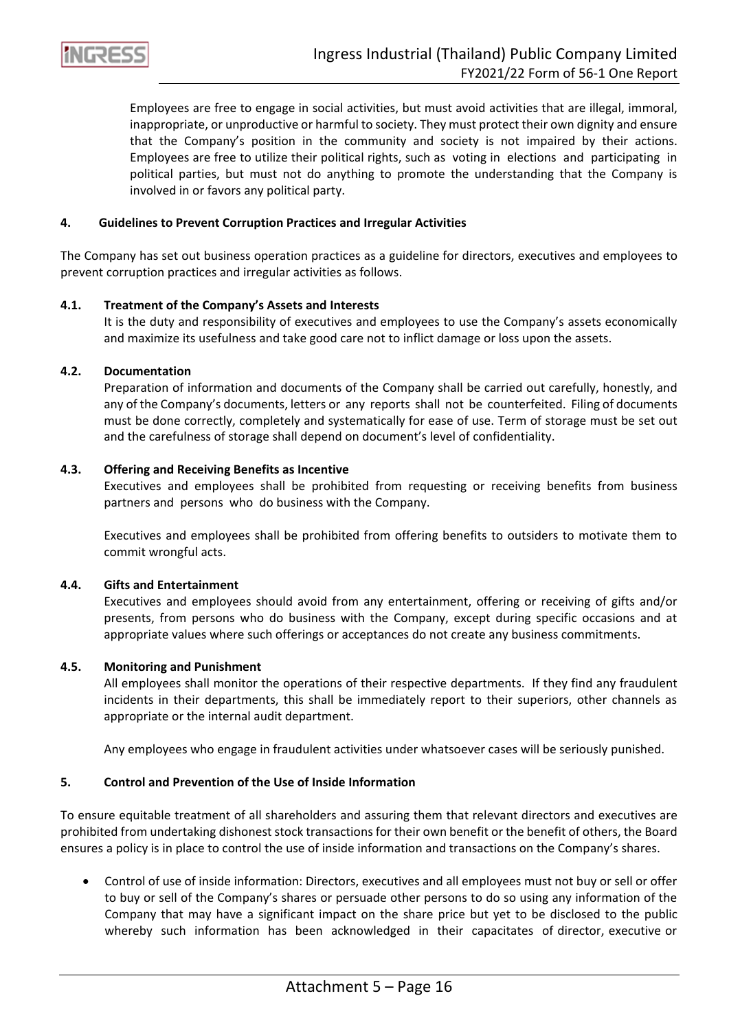Employees are free to engage in social activities, but must avoid activities that are illegal, immoral, inappropriate, or unproductive or harmful to society. They must protect their own dignity and ensure that the Company's position in the community and society is not impaired by their actions. Employees are free to utilize their political rights, such as voting in elections and participating in political parties, but must not do anything to promote the understanding that the Company is involved in or favors any political party.

#### 4. Guidelines to Prevent Corruption Practices and Irregular Activities

The Company has set out business operation practices as a guideline for directors, executives and employees to prevent corruption practices and irregular activities as follows.

**4.1. Treatment of the Company's Assets and Interests**

It is the duty and responsibility of executives and employees to use the Company's assets economically and maximize its usefulness and take good care not to inflict damage or loss upon the assets.

**4.2. Documentation**

Preparation of information and documents of the Company shall be carried out carefully, honestly, and any of the Company's documents, letters or any reports shall not be counterfeited. Filing of documents must be done correctly, completely and systematically for ease of use. Term of storage must be set out and the carefulness of storage shall depend on document's level of confidentiality.

**4.3. Offering and Receiving Benefits as Incentive**

Executives and employees shall be prohibited from requesting or receiving benefits from business partners and persons who do business with the Company.

Executives and employees shall be prohibited from offering benefits to outsiders to motivate them to commit wrongful acts.

**4.4. Gifts and Entertainment**

Executives and employees should avoid from any entertainment, offering or receiving of gifts and/or presents, from persons who do business with the Company, except during specific occasions and at appropriate values where such offerings or acceptances do not create any business commitments.

**4.5. Monitoring and Punishment**

All employees shall monitor the operations of their respective departments. If they find any fraudulent incidents in their departments, this shall be immediately report to their superiors, other channels as appropriate or the internal audit department.

Any employees who engage in fraudulent activities under whatsoever cases will be seriously punished.

#### 5. Control and Prevention of the Use of Inside Information

To ensure equitable treatment of all shareholders and assuring them that relevant directors and executives are prohibited from undertaking dishonest stock transactions for their own benefit or the benefit of others, the Board ensures a policy is in place to control the use of inside information and transactions on the Company's shares.

- Control of use of inside information: Directors, executives and all employees must not buy or sell or offer to buy or sell of the Company's shares or persuade other persons to do so using any information of the Company that may have a significant impact on the share price but yet to be disclosed to the public whereby such information has been acknowledged in their capacitates of director, executive or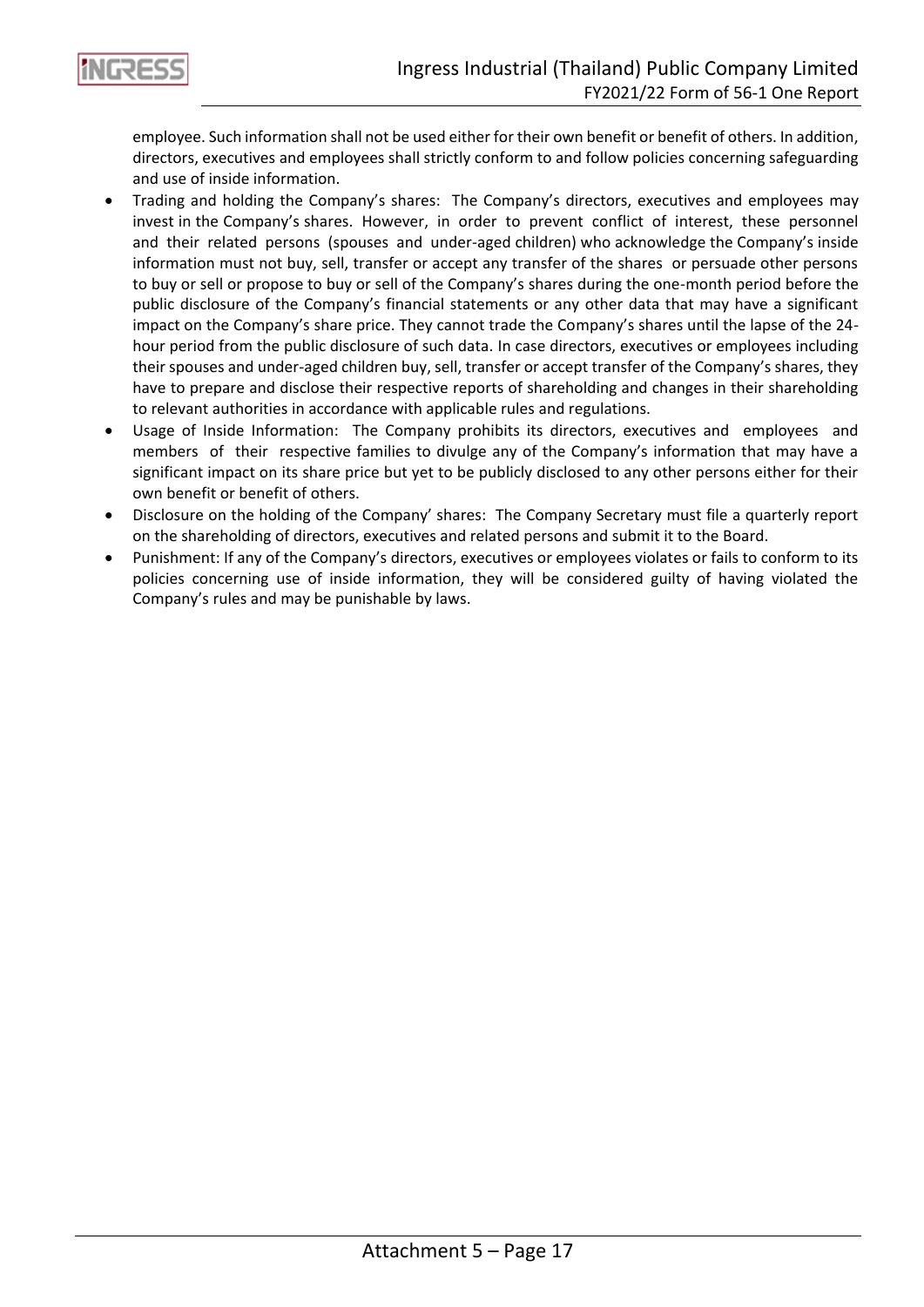employee. Such information shall not be used either for their own benefit or benefit of others. In addition, directors, executives and employees shall strictly conform to and follow policies concerning safeguarding and use of inside information.

- Trading and holding the Company's shares: The Company's directors, executives and employees may invest in the Company's shares. However, in order to prevent conflict of interest, these personnel and their related persons (spouses and under-aged children) who acknowledge the Company's inside information must not buy, sell, transfer or accept any transfer of the shares or persuade other persons to buy or sell or propose to buy or sell of the Company's shares during the one-month period before the public disclosure of the Company's financial statements or any other data that may have a significant impact on the Company's share price. They cannot trade the Company's shares until the lapse of the 24-hour period from the public disclosure of such data. In case directors, executives or employees including their spouses and under-aged children buy, sell, transfer or accept transfer of the Company's shares, they have to prepare and disclose their respective reports of shareholding and changes in their shareholding to relevant authorities in accordance with applicable rules and regulations.
- Usage of Inside Information: The Company prohibits its directors, executives and employees and members of their respective families to divulge any of the Company's information that may have a significant impact on its share price but yet to be publicly disclosed to any other persons either for their own benefit or benefit of others.
- Disclosure on the holding of the Company' shares: The Company Secretary must file a quarterly report on the shareholding of directors, executives and related persons and submit it to the Board.
- Punishment: If any of the Company's directors, executives or employees violates or fails to conform to its policies concerning use of inside information, they will be considered guilty of having violated the Company's rules and may be punishable by laws.